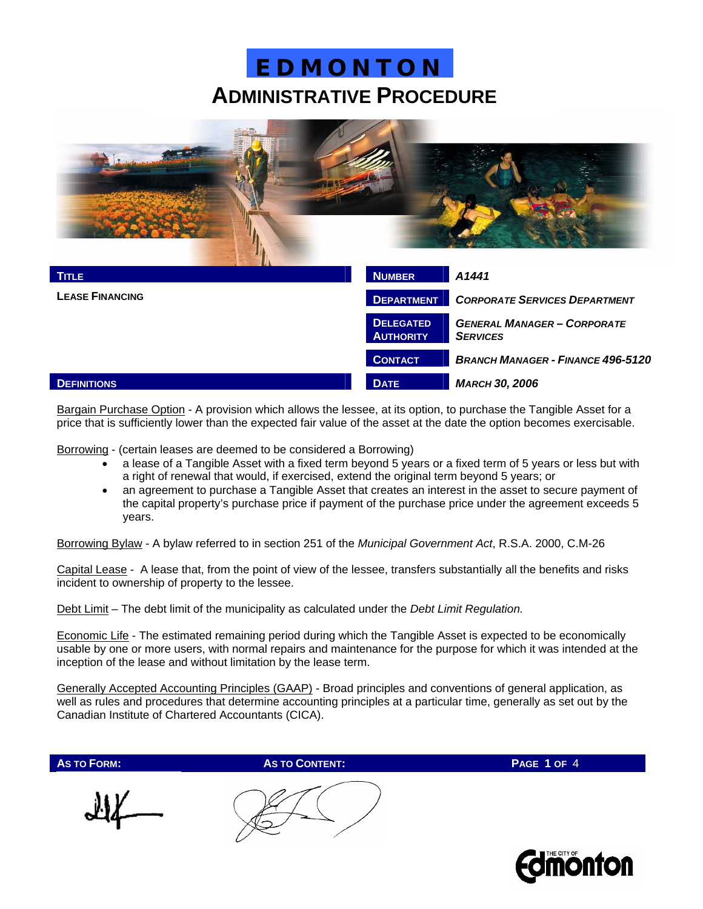# EDMONTON

## ADMINISTRATIVE PROCEDURE

| TITLE | NUMBER | A1441 |
|---|---|---|
| LEASE FINANCING | DEPARTMENT | *CORPORATE SERVICES DEPARTMENT* |
| | DELEGATED AUTHORITY | *GENERAL MANAGER – CORPORATE SERVICES* |
| | CONTACT | *BRANCH MANAGER - FINANCE 496-5120* |
| | DATE | *MARCH 30, 2006* |

### DEFINITIONS

Bargain Purchase Option - A provision which allows the lessee, at its option, to purchase the Tangible Asset for a price that is sufficiently lower than the expected fair value of the asset at the date the option becomes exercisable.

Borrowing - (certain leases are deemed to be considered a Borrowing)

- a lease of a Tangible Asset with a fixed term beyond 5 years or a fixed term of 5 years or less but with a right of renewal that would, if exercised, extend the original term beyond 5 years; or
- an agreement to purchase a Tangible Asset that creates an interest in the asset to secure payment of the capital property's purchase price if payment of the purchase price under the agreement exceeds 5 years.

Borrowing Bylaw - A bylaw referred to in section 251 of the *Municipal Government Act*, R.S.A. 2000, C.M-26

Capital Lease - A lease that, from the point of view of the lessee, transfers substantially all the benefits and risks incident to ownership of property to the lessee.

Debt Limit – The debt limit of the municipality as calculated under the *Debt Limit Regulation.*

Economic Life - The estimated remaining period during which the Tangible Asset is expected to be economically usable by one or more users, with normal repairs and maintenance for the purpose for which it was intended at the inception of the lease and without limitation by the lease term.

Generally Accepted Accounting Principles (GAAP) - Broad principles and conventions of general application, as well as rules and procedures that determine accounting principles at a particular time, generally as set out by the Canadian Institute of Chartered Accountants (CICA).

| AS TO FORM: | AS TO CONTENT: |
|---|---|
| [signature] | [signature] |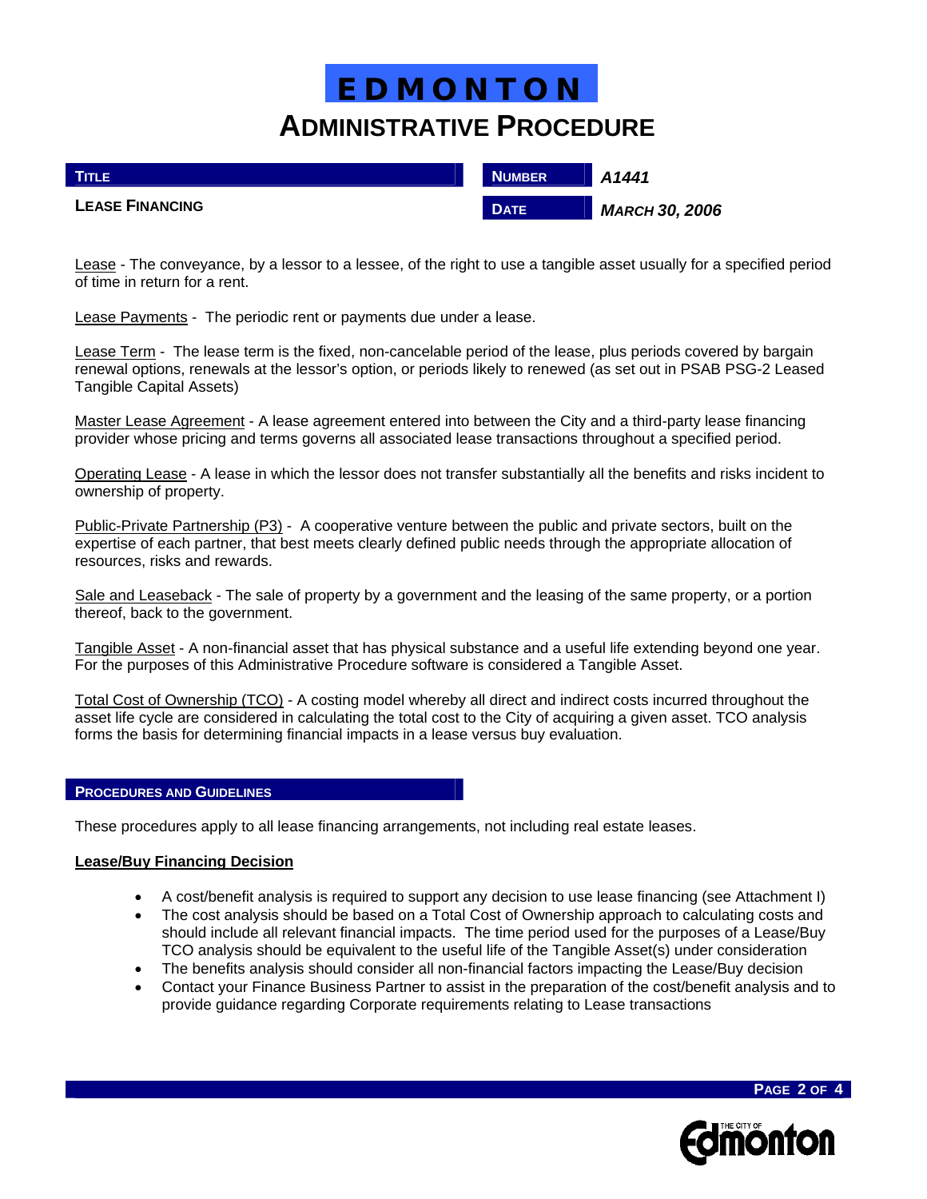# EDMONTON
## ADMINISTRATIVE PROCEDURE

| TITLE | NUMBER | A1441 |
|---|---|---|
| LEASE FINANCING | DATE | MARCH 30, 2006 |

Lease - The conveyance, by a lessor to a lessee, of the right to use a tangible asset usually for a specified period of time in return for a rent.

Lease Payments - The periodic rent or payments due under a lease.

Lease Term - The lease term is the fixed, non-cancelable period of the lease, plus periods covered by bargain renewal options, renewals at the lessor's option, or periods likely to renewed (as set out in PSAB PSG-2 Leased Tangible Capital Assets)

Master Lease Agreement - A lease agreement entered into between the City and a third-party lease financing provider whose pricing and terms governs all associated lease transactions throughout a specified period.

Operating Lease - A lease in which the lessor does not transfer substantially all the benefits and risks incident to ownership of property.

Public-Private Partnership (P3) - A cooperative venture between the public and private sectors, built on the expertise of each partner, that best meets clearly defined public needs through the appropriate allocation of resources, risks and rewards.

Sale and Leaseback - The sale of property by a government and the leasing of the same property, or a portion thereof, back to the government.

Tangible Asset - A non-financial asset that has physical substance and a useful life extending beyond one year. For the purposes of this Administrative Procedure software is considered a Tangible Asset.

Total Cost of Ownership (TCO) - A costing model whereby all direct and indirect costs incurred throughout the asset life cycle are considered in calculating the total cost to the City of acquiring a given asset. TCO analysis forms the basis for determining financial impacts in a lease versus buy evaluation.

## PROCEDURES AND GUIDELINES

These procedures apply to all lease financing arrangements, not including real estate leases.

**Lease/Buy Financing Decision**

- A cost/benefit analysis is required to support any decision to use lease financing (see Attachment I)
- The cost analysis should be based on a Total Cost of Ownership approach to calculating costs and should include all relevant financial impacts. The time period used for the purposes of a Lease/Buy TCO analysis should be equivalent to the useful life of the Tangible Asset(s) under consideration
- The benefits analysis should consider all non-financial factors impacting the Lease/Buy decision
- Contact your Finance Business Partner to assist in the preparation of the cost/benefit analysis and to provide guidance regarding Corporate requirements relating to Lease transactions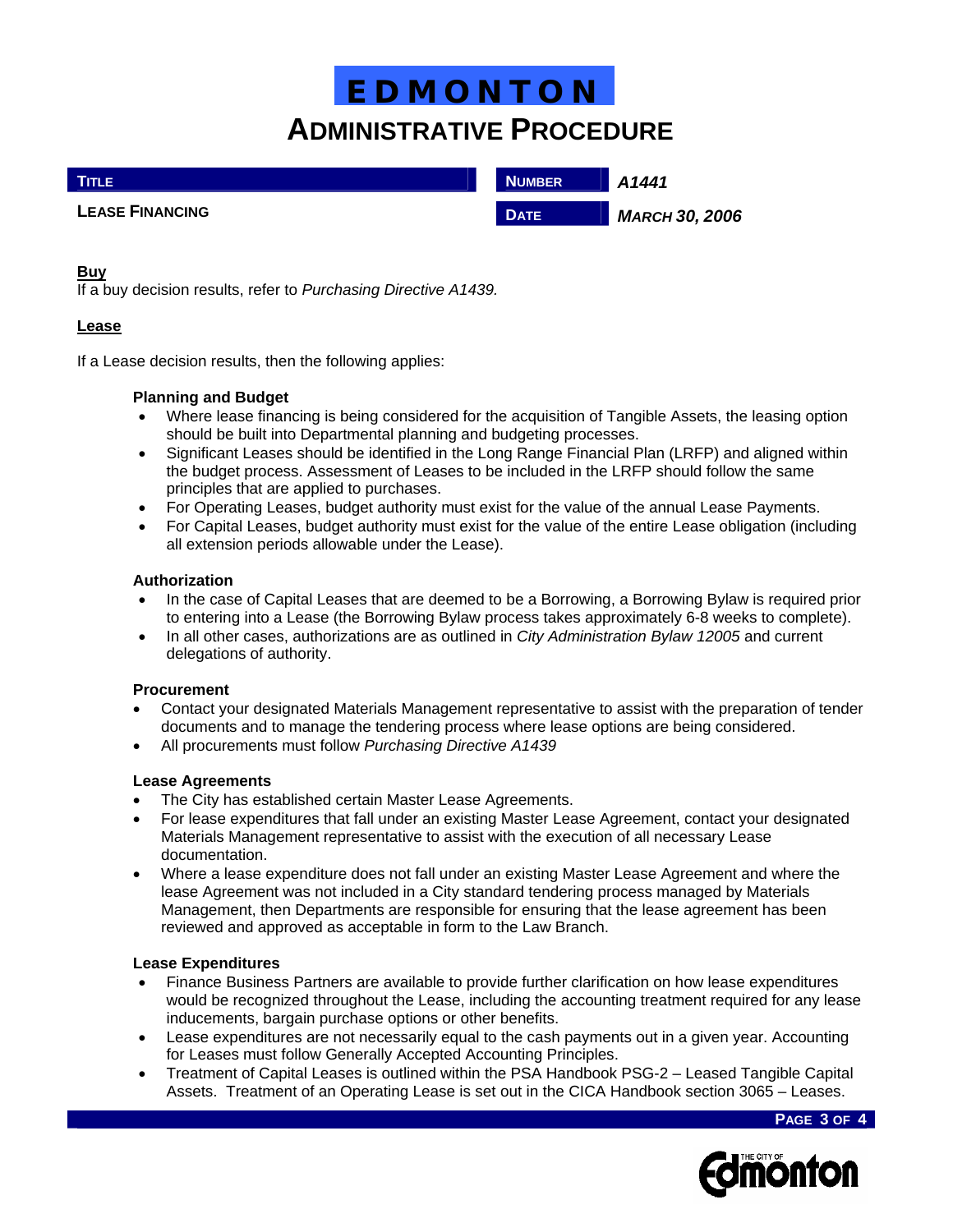# EDMONTON
## ADMINISTRATIVE PROCEDURE

| TITLE | NUMBER | A1441 |
|---|---|---|
| LEASE FINANCING | DATE | MARCH 30, 2006 |

**Buy**

If a buy decision results, refer to *Purchasing Directive A1439.*

**Lease**

If a Lease decision results, then the following applies:

**Planning and Budget**

- Where lease financing is being considered for the acquisition of Tangible Assets, the leasing option should be built into Departmental planning and budgeting processes.
- Significant Leases should be identified in the Long Range Financial Plan (LRFP) and aligned within the budget process. Assessment of Leases to be included in the LRFP should follow the same principles that are applied to purchases.
- For Operating Leases, budget authority must exist for the value of the annual Lease Payments.
- For Capital Leases, budget authority must exist for the value of the entire Lease obligation (including all extension periods allowable under the Lease).

**Authorization**

- In the case of Capital Leases that are deemed to be a Borrowing, a Borrowing Bylaw is required prior to entering into a Lease (the Borrowing Bylaw process takes approximately 6-8 weeks to complete).
- In all other cases, authorizations are as outlined in *City Administration Bylaw 12005* and current delegations of authority.

**Procurement**

- Contact your designated Materials Management representative to assist with the preparation of tender documents and to manage the tendering process where lease options are being considered.
- All procurements must follow *Purchasing Directive A1439*

**Lease Agreements**

- The City has established certain Master Lease Agreements.
- For lease expenditures that fall under an existing Master Lease Agreement, contact your designated Materials Management representative to assist with the execution of all necessary Lease documentation.
- Where a lease expenditure does not fall under an existing Master Lease Agreement and where the lease Agreement was not included in a City standard tendering process managed by Materials Management, then Departments are responsible for ensuring that the lease agreement has been reviewed and approved as acceptable in form to the Law Branch.

**Lease Expenditures**

- Finance Business Partners are available to provide further clarification on how lease expenditures would be recognized throughout the Lease, including the accounting treatment required for any lease inducements, bargain purchase options or other benefits.
- Lease expenditures are not necessarily equal to the cash payments out in a given year. Accounting for Leases must follow Generally Accepted Accounting Principles.
- Treatment of Capital Leases is outlined within the PSA Handbook PSG-2 – Leased Tangible Capital Assets. Treatment of an Operating Lease is set out in the CICA Handbook section 3065 – Leases.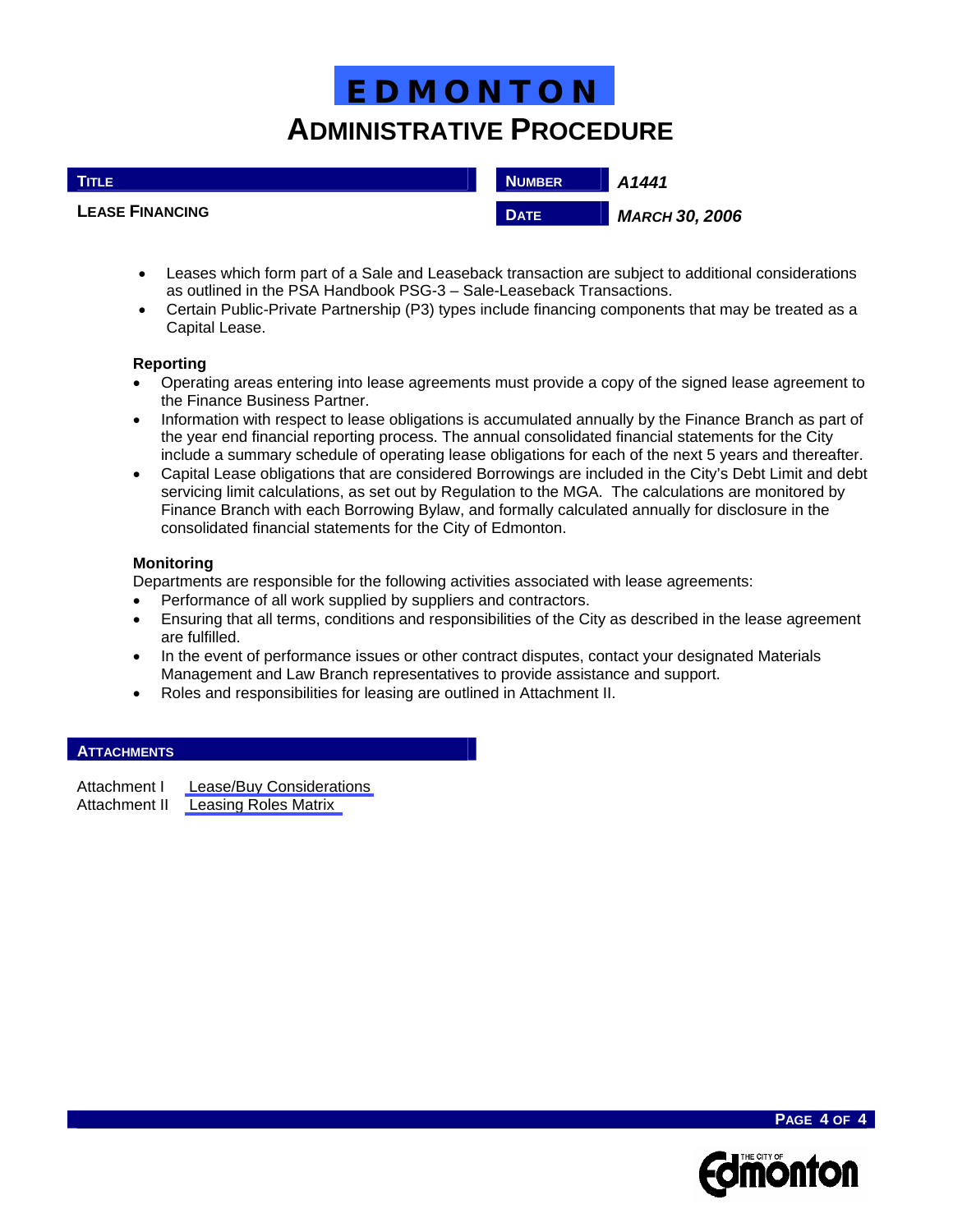# EDMONTON

## ADMINISTRATIVE PROCEDURE

| TITLE | NUMBER | A1441 |
|---|---|---|
| LEASE FINANCING | DATE | MARCH 30, 2006 |

- Leases which form part of a Sale and Leaseback transaction are subject to additional considerations as outlined in the PSA Handbook PSG-3 – Sale-Leaseback Transactions.
- Certain Public-Private Partnership (P3) types include financing components that may be treated as a Capital Lease.

**Reporting**

- Operating areas entering into lease agreements must provide a copy of the signed lease agreement to the Finance Business Partner.
- Information with respect to lease obligations is accumulated annually by the Finance Branch as part of the year end financial reporting process. The annual consolidated financial statements for the City include a summary schedule of operating lease obligations for each of the next 5 years and thereafter.
- Capital Lease obligations that are considered Borrowings are included in the City's Debt Limit and debt servicing limit calculations, as set out by Regulation to the MGA. The calculations are monitored by Finance Branch with each Borrowing Bylaw, and formally calculated annually for disclosure in the consolidated financial statements for the City of Edmonton.

**Monitoring**

Departments are responsible for the following activities associated with lease agreements:

- Performance of all work supplied by suppliers and contractors.
- Ensuring that all terms, conditions and responsibilities of the City as described in the lease agreement are fulfilled.
- In the event of performance issues or other contract disputes, contact your designated Materials Management and Law Branch representatives to provide assistance and support.
- Roles and responsibilities for leasing are outlined in Attachment II.

### ATTACHMENTS

Attachment I  Lease/Buy Considerations
Attachment II  Leasing Roles Matrix